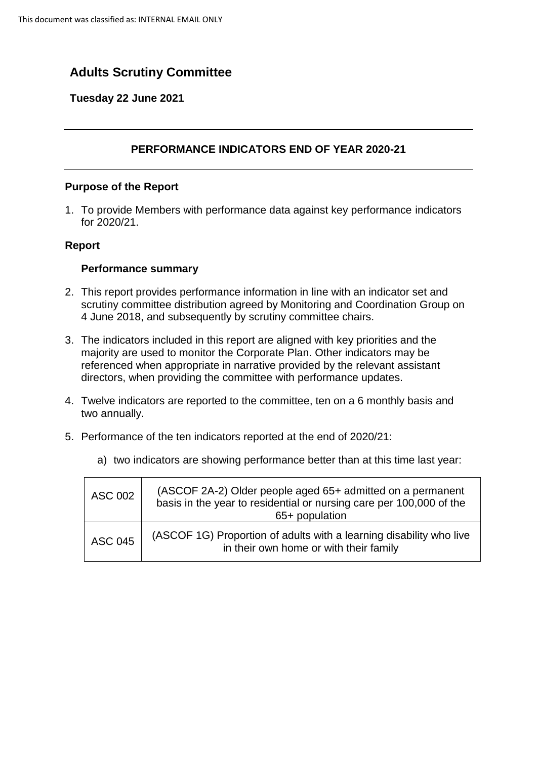This document was classified as: INTERNAL EMAIL ONLY

# Adults Scrutiny Committee

**Tuesday 22 June 2021**

---

## PERFORMANCE INDICATORS END OF YEAR 2020-21

---

### Purpose of the Report

1. To provide Members with performance data against key performance indicators for 2020/21.

### Report

#### Performance summary

2. This report provides performance information in line with an indicator set and scrutiny committee distribution agreed by Monitoring and Coordination Group on 4 June 2018, and subsequently by scrutiny committee chairs.

3. The indicators included in this report are aligned with key priorities and the majority are used to monitor the Corporate Plan. Other indicators may be referenced when appropriate in narrative provided by the relevant assistant directors, when providing the committee with performance updates.

4. Twelve indicators are reported to the committee, ten on a 6 monthly basis and two annually.

5. Performance of the ten indicators reported at the end of 2020/21:

    a) two indicators are showing performance better than at this time last year:

| | |
|---|---|
| ASC 002 | (ASCOF 2A-2) Older people aged 65+ admitted on a permanent basis in the year to residential or nursing care per 100,000 of the 65+ population |
| ASC 045 | (ASCOF 1G) Proportion of adults with a learning disability who live in their own home or with their family |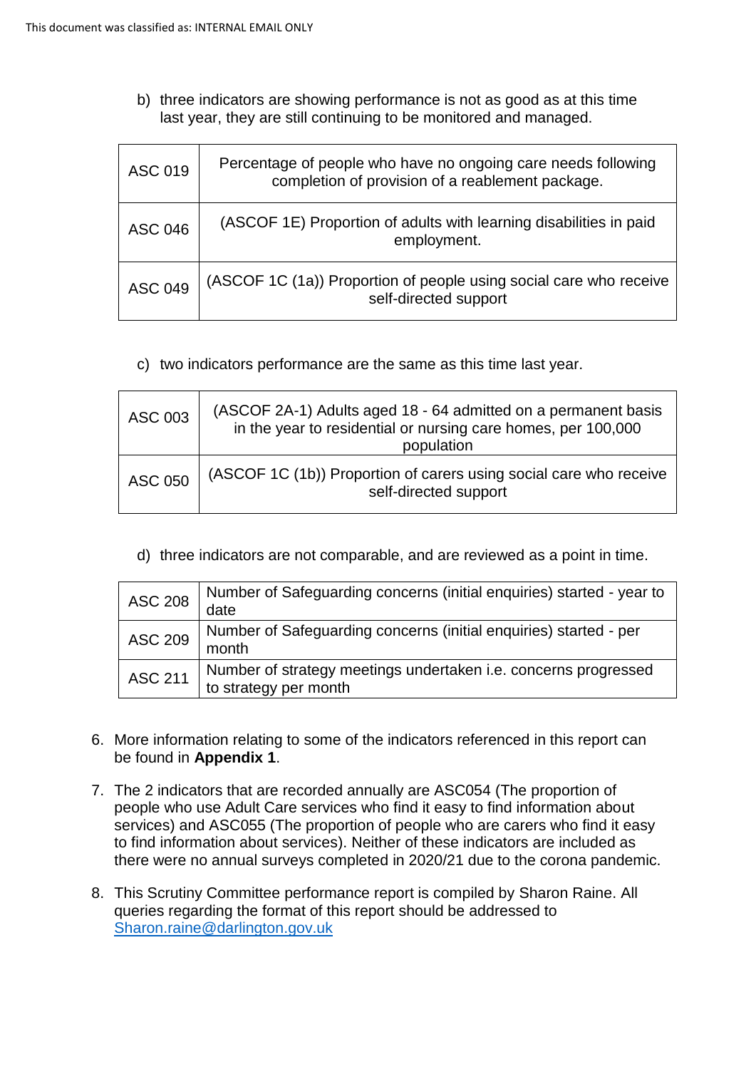b) three indicators are showing performance is not as good as at this time last year, they are still continuing to be monitored and managed.

| | |
|---|---|
| ASC 019 | Percentage of people who have no ongoing care needs following completion of provision of a reablement package. |
| ASC 046 | (ASCOF 1E) Proportion of adults with learning disabilities in paid employment. |
| ASC 049 | (ASCOF 1C (1a)) Proportion of people using social care who receive self-directed support |

c) two indicators performance are the same as this time last year.

| | |
|---|---|
| ASC 003 | (ASCOF 2A-1) Adults aged 18 - 64 admitted on a permanent basis in the year to residential or nursing care homes, per 100,000 population |
| ASC 050 | (ASCOF 1C (1b)) Proportion of carers using social care who receive self-directed support |

d) three indicators are not comparable, and are reviewed as a point in time.

| | |
|---|---|
| ASC 208 | Number of Safeguarding concerns (initial enquiries) started - year to date |
| ASC 209 | Number of Safeguarding concerns (initial enquiries) started - per month |
| ASC 211 | Number of strategy meetings undertaken i.e. concerns progressed to strategy per month |

6. More information relating to some of the indicators referenced in this report can be found in **Appendix 1**.

7. The 2 indicators that are recorded annually are ASC054 (The proportion of people who use Adult Care services who find it easy to find information about services) and ASC055 (The proportion of people who are carers who find it easy to find information about services). Neither of these indicators are included as there were no annual surveys completed in 2020/21 due to the corona pandemic.

8. This Scrutiny Committee performance report is compiled by Sharon Raine. All queries regarding the format of this report should be addressed to Sharon.raine@darlington.gov.uk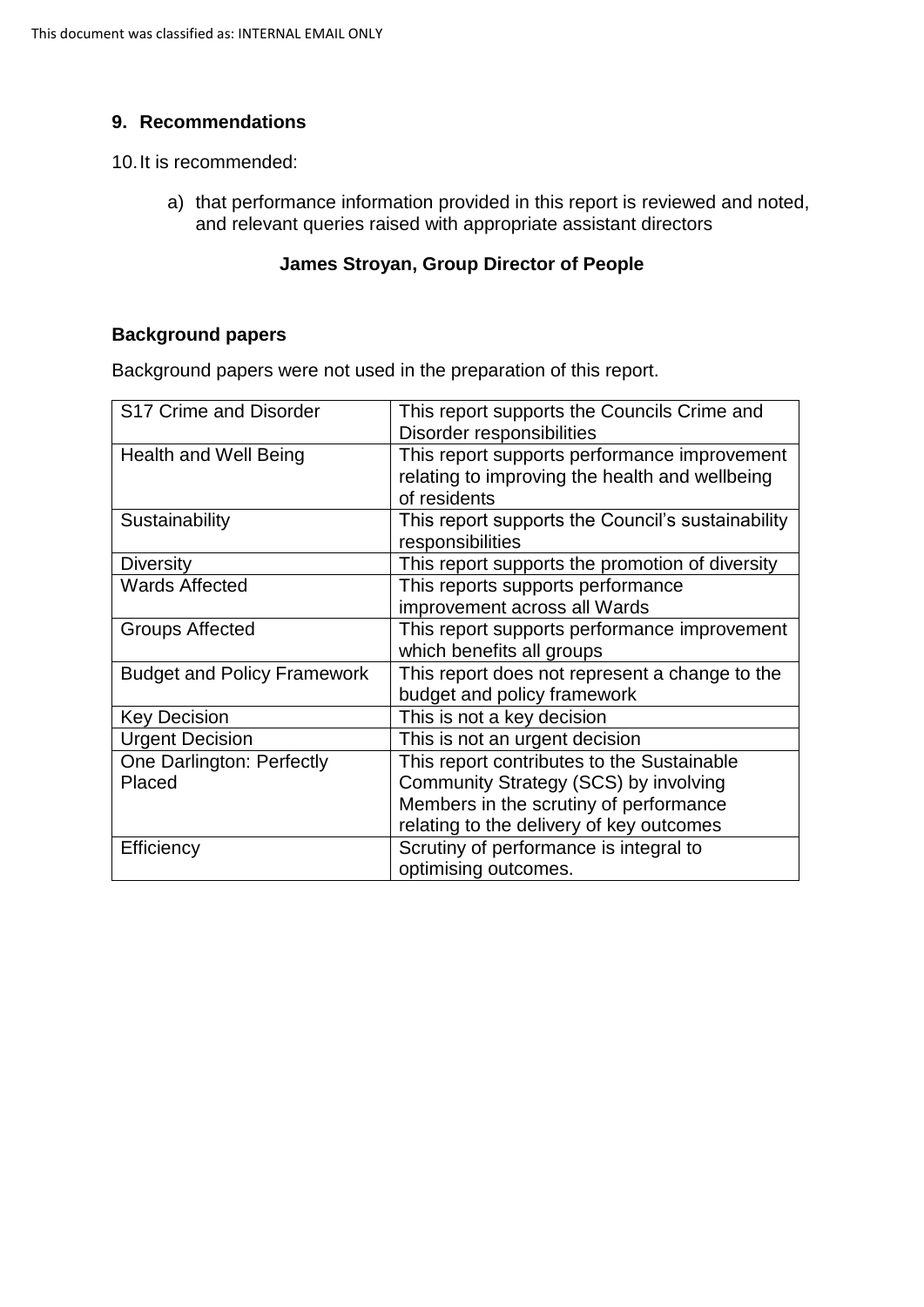## 9. Recommendations

10. It is recommended:

    a) that performance information provided in this report is reviewed and noted, and relevant queries raised with appropriate assistant directors

**James Stroyan, Group Director of People**

**Background papers**

Background papers were not used in the preparation of this report.

| | |
|---|---|
| S17 Crime and Disorder | This report supports the Councils Crime and Disorder responsibilities |
| Health and Well Being | This report supports performance improvement relating to improving the health and wellbeing of residents |
| Sustainability | This report supports the Council's sustainability responsibilities |
| Diversity | This report supports the promotion of diversity |
| Wards Affected | This reports supports performance improvement across all Wards |
| Groups Affected | This report supports performance improvement which benefits all groups |
| Budget and Policy Framework | This report does not represent a change to the budget and policy framework |
| Key Decision | This is not a key decision |
| Urgent Decision | This is not an urgent decision |
| One Darlington: Perfectly Placed | This report contributes to the Sustainable Community Strategy (SCS) by involving Members in the scrutiny of performance relating to the delivery of key outcomes |
| Efficiency | Scrutiny of performance is integral to optimising outcomes. |